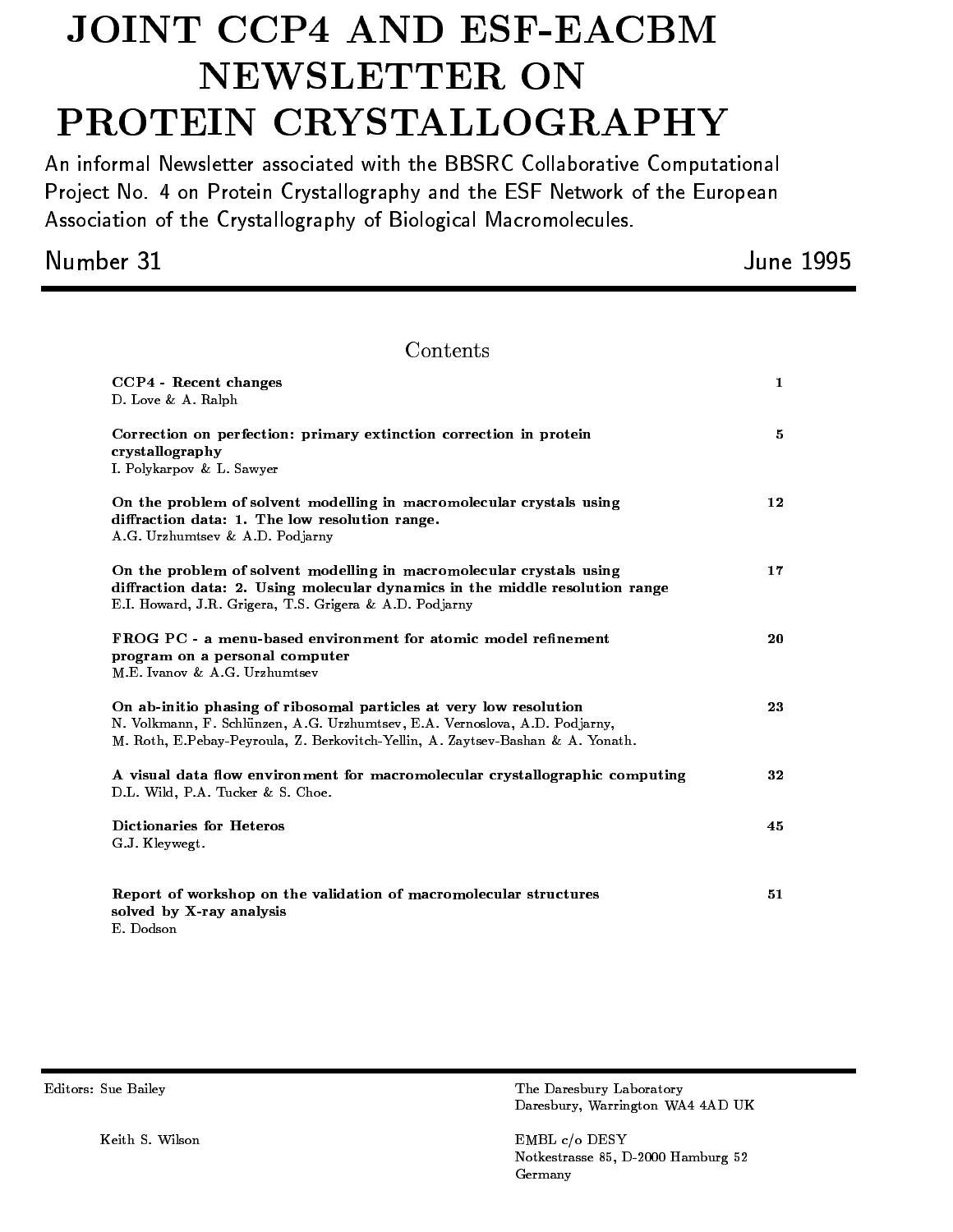# JOINT CCP4 AND ESF-EACBM NEWSLETTER ON PROTEIN CRYSTALLOGRAPHY

An informal Newsletter associated with the BBSRC Collaborative Computational Project No. 4 on Protein Crystallography and the ESF Network of the European Association of the Crystallography of Biological Macromolecules.

Number 31 | June 1995

---

## Contents

| | |
|---|---|
| **CCP4 - Recent changes** <br> D. Love & A. Ralph | 1 |
| **Correction on perfection: primary extinction correction in protein crystallography** <br> I. Polykarpov & L. Sawyer | 5 |
| **On the problem of solvent modelling in macromolecular crystals using diffraction data: 1. The low resolution range.** <br> A.G. Urzhumtsev & A.D. Podjarny | 12 |
| **On the problem of solvent modelling in macromolecular crystals using diffraction data: 2. Using molecular dynamics in the middle resolution range** <br> E.I. Howard, J.R. Grigera, T.S. Grigera & A.D. Podjarny | 17 |
| **FROG PC - a menu-based environment for atomic model refinement program on a personal computer** <br> M.E. Ivanov & A.G. Urzhumtsev | 20 |
| **On ab-initio phasing of ribosomal particles at very low resolution** <br> N. Volkmann, F. Schlünzen, A.G. Urzhumtsev, E.A. Vernoslova, A.D. Podjarny, M. Roth, E.Pebay-Peyroula, Z. Berkovitch-Yellin, A. Zaytsev-Bashan & A. Yonath. | 23 |
| **A visual data flow environment for macromolecular crystallographic computing** <br> D.L. Wild, P.A. Tucker & S. Choe. | 32 |
| **Dictionaries for Heteros** <br> G.J. Kleywegt. | 45 |
| **Report of workshop on the validation of macromolecular structures solved by X-ray analysis** <br> E. Dodson | 51 |

---

Editors: Sue Bailey
The Daresbury Laboratory
Daresbury, Warrington WA4 4AD UK

Keith S. Wilson
EMBL c/o DESY
Notkestrasse 85, D-2000 Hamburg 52
Germany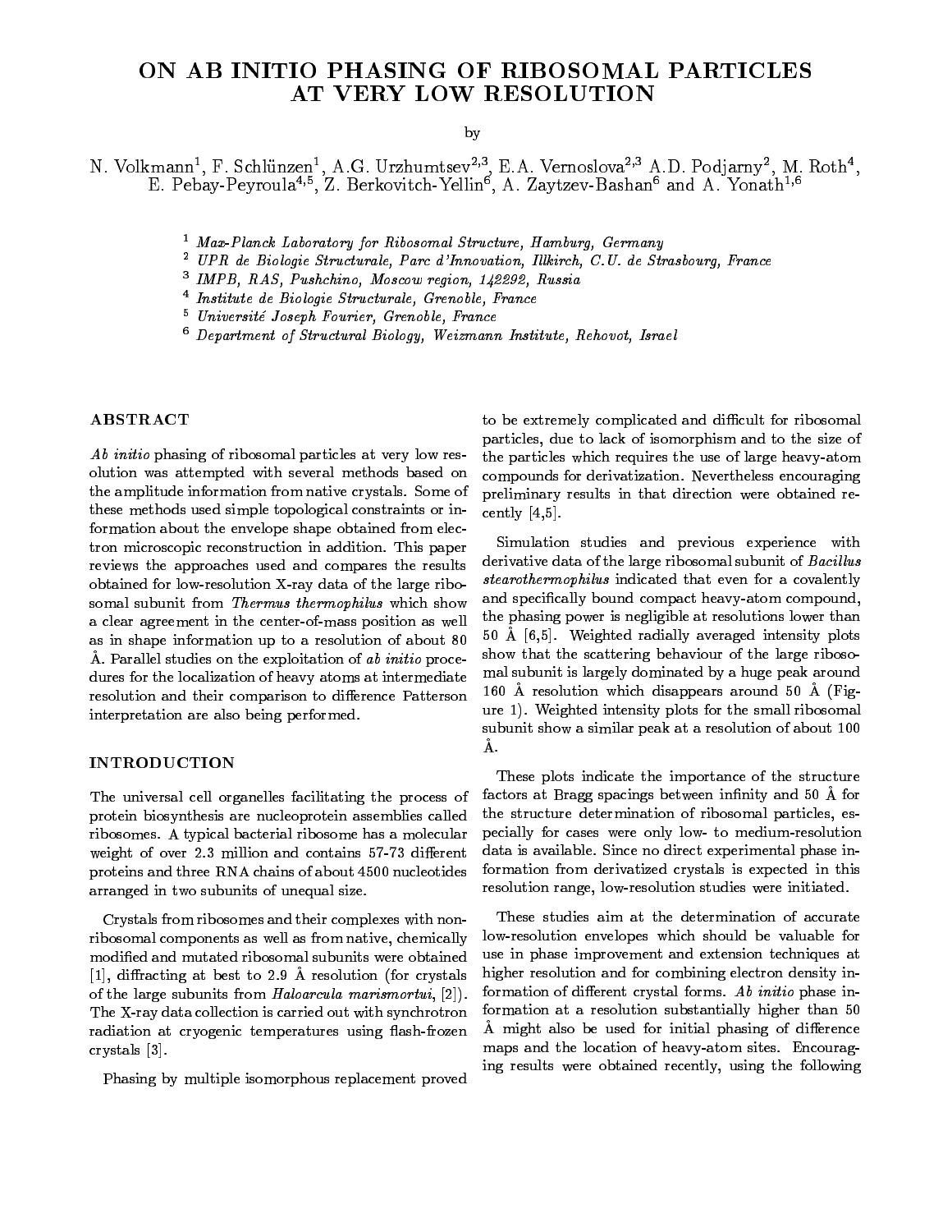# ON AB INITIO PHASING OF RIBOSOMAL PARTICLES AT VERY LOW RESOLUTION

by

N. Volkmann[1], F. Schlünzen[1], A.G. Urzhumtsev[2,3], E.A. Vernoslova[2,3] A.D. Podjarny[2], M. Roth[4], E. Pebay-Peyroula[4,5], Z. Berkovitch-Yellin[6], A. Zaytzev-Bashan[6] and A. Yonath[1,6]

[1] *Max-Planck Laboratory for Ribosomal Structure, Hamburg, Germany*
[2] *UPR de Biologie Structurale, Parc d'Innovation, Illkirch, C.U. de Strasbourg, France*
[3] *IMPB, RAS, Pushchino, Moscow region, 142292, Russia*
[4] *Institute de Biologie Structurale, Grenoble, France*
[5] *Université Joseph Fourier, Grenoble, France*
[6] *Department of Structural Biology, Weizmann Institute, Rehovot, Israel*

## ABSTRACT

*Ab initio* phasing of ribosomal particles at very low resolution was attempted with several methods based on the amplitude information from native crystals. Some of these methods used simple topological constraints or information about the envelope shape obtained from electron microscopic reconstruction in addition. This paper reviews the approaches used and compares the results obtained for low-resolution X-ray data of the large ribosomal subunit from *Thermus thermophilus* which show a clear agreement in the center-of-mass position as well as in shape information up to a resolution of about 80 Å. Parallel studies on the exploitation of *ab initio* procedures for the localization of heavy atoms at intermediate resolution and their comparison to difference Patterson interpretation are also being performed.

## INTRODUCTION

The universal cell organelles facilitating the process of protein biosynthesis are nucleoprotein assemblies called ribosomes. A typical bacterial ribosome has a molecular weight of over 2.3 million and contains 57-73 different proteins and three RNA chains of about 4500 nucleotides arranged in two subunits of unequal size.

Crystals from ribosomes and their complexes with non-ribosomal components as well as from native, chemically modified and mutated ribosomal subunits were obtained [1], diffracting at best to 2.9 Å resolution (for crystals of the large subunits from *Haloarcula marismortui*, [2]). The X-ray data collection is carried out with synchrotron radiation at cryogenic temperatures using flash-frozen crystals [3].

Phasing by multiple isomorphous replacement proved to be extremely complicated and difficult for ribosomal particles, due to lack of isomorphism and to the size of the particles which requires the use of large heavy-atom compounds for derivatization. Nevertheless encouraging preliminary results in that direction were obtained recently [4,5].

Simulation studies and previous experience with derivative data of the large ribosomal subunit of *Bacillus stearothermophilus* indicated that even for a covalently and specifically bound compact heavy-atom compound, the phasing power is negligible at resolutions lower than 50 Å [6,5]. Weighted radially averaged intensity plots show that the scattering behaviour of the large ribosomal subunit is largely dominated by a huge peak around 160 Å resolution which disappears around 50 Å (Figure 1). Weighted intensity plots for the small ribosomal subunit show a similar peak at a resolution of about 100 Å.

These plots indicate the importance of the structure factors at Bragg spacings between infinity and 50 Å for the structure determination of ribosomal particles, especially for cases were only low- to medium-resolution data is available. Since no direct experimental phase information from derivatized crystals is expected in this resolution range, low-resolution studies were initiated.

These studies aim at the determination of accurate low-resolution envelopes which should be valuable for use in phase improvement and extension techniques at higher resolution and for combining electron density information of different crystal forms. *Ab initio* phase information at a resolution substantially higher than 50 Å might also be used for initial phasing of difference maps and the location of heavy-atom sites. Encouraging results were obtained recently, using the following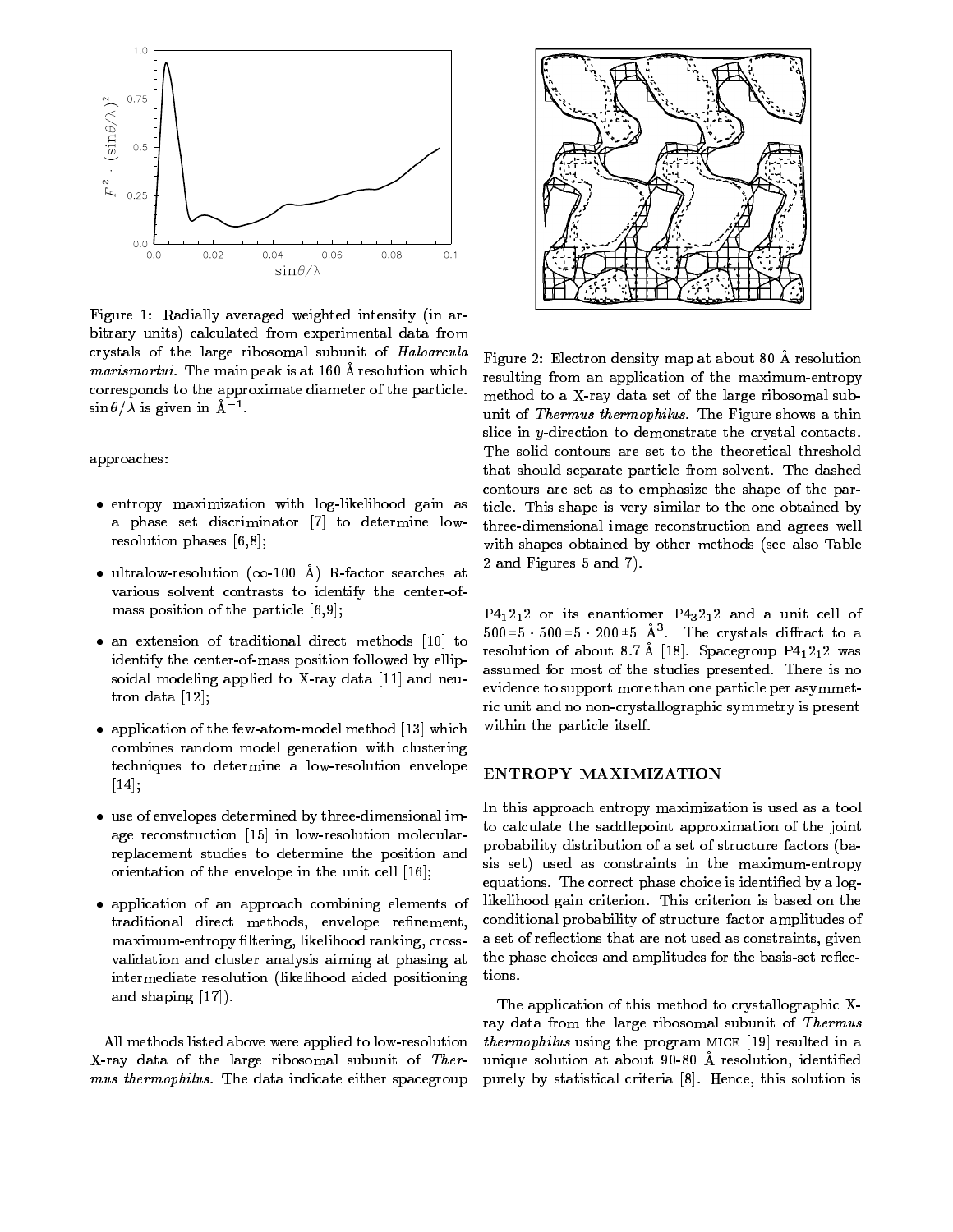Figure 1: Radially averaged weighted intensity (in arbitrary units) calculated from experimental data from crystals of the large ribosomal subunit of *Haloarcula marismortui*. The main peak is at 160 Å resolution which corresponds to the approximate diameter of the particle. $\sin\theta/\lambda$ is given in Å$^{-1}$.

approaches:

- entropy maximization with log-likelihood gain as a phase set discriminator [7] to determine low-resolution phases [6,8];
- ultralow-resolution ($\infty$-100 Å) R-factor searches at various solvent contrasts to identify the center-of-mass position of the particle [6,9];
- an extension of traditional direct methods [10] to identify the center-of-mass position followed by ellipsoidal modeling applied to X-ray data [11] and neutron data [12];
- application of the few-atom-model method [13] which combines random model generation with clustering techniques to determine a low-resolution envelope [14];
- use of envelopes determined by three-dimensional image reconstruction [15] in low-resolution molecular-replacement studies to determine the position and orientation of the envelope in the unit cell [16];
- application of an approach combining elements of traditional direct methods, envelope refinement, maximum-entropy filtering, likelihood ranking, cross-validation and cluster analysis aiming at phasing at intermediate resolution (likelihood aided positioning and shaping [17]).

All methods listed above were applied to low-resolution X-ray data of the large ribosomal subunit of *Thermus thermophilus*. The data indicate either spacegroup $P4_12_12$ or its enantiomer $P4_32_12$ and a unit cell of $500 \pm 5 \cdot 500 \pm 5 \cdot 200 \pm 5$ Å$^3$. The crystals diffract to a resolution of about 8.7 Å [18]. Spacegroup $P4_12_12$ was assumed for most of the studies presented. There is no evidence to support more than one particle per asymmetric unit and no non-crystallographic symmetry is present within the particle itself.

Figure 2: Electron density map at about 80 Å resolution resulting from an application of the maximum-entropy method to a X-ray data set of the large ribosomal subunit of *Thermus thermophilus*. The Figure shows a thin slice in $y$-direction to demonstrate the crystal contacts. The solid contours are set to the theoretical threshold that should separate particle from solvent. The dashed contours are set as to emphasize the shape of the particle. This shape is very similar to the one obtained by three-dimensional image reconstruction and agrees well with shapes obtained by other methods (see also Table 2 and Figures 5 and 7).

## ENTROPY MAXIMIZATION

In this approach entropy maximization is used as a tool to calculate the saddlepoint approximation of the joint probability distribution of a set of structure factors (basis set) used as constraints in the maximum-entropy equations. The correct phase choice is identified by a log-likelihood gain criterion. This criterion is based on the conditional probability of structure factor amplitudes of a set of reflections that are not used as constraints, given the phase choices and amplitudes for the basis-set reflections.

The application of this method to crystallographic X-ray data from the large ribosomal subunit of *Thermus thermophilus* using the program MICE [19] resulted in a unique solution at about 90-80 Å resolution, identified purely by statistical criteria [8]. Hence, this solution is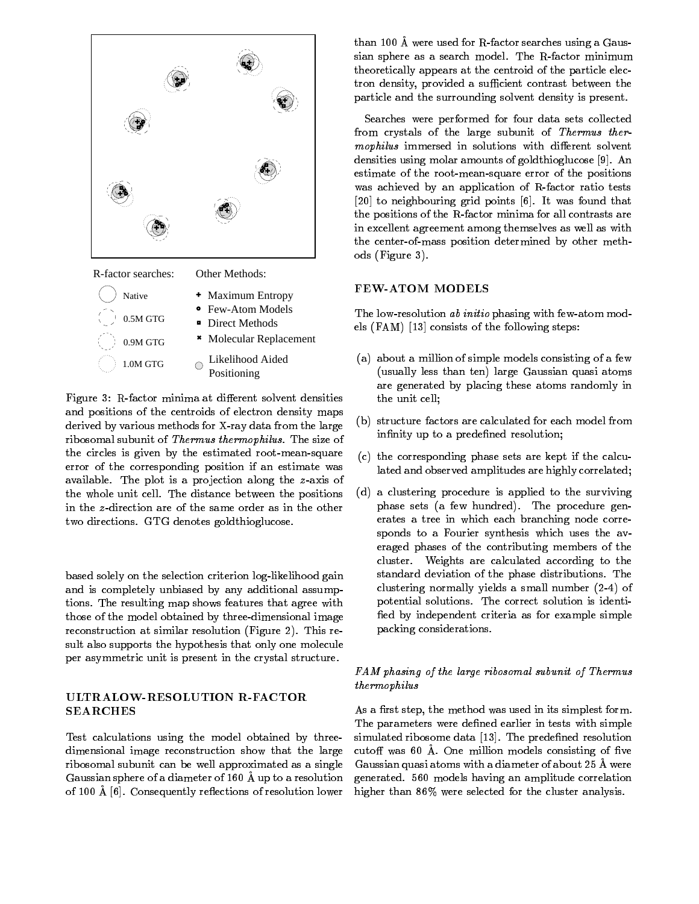R-factor searches:

- Native
- 0.5M GTG
- 0.9M GTG
- 1.0M GTG

Other Methods:

- Maximum Entropy
- Few-Atom Models
- Direct Methods
- Molecular Replacement
- Likelihood Aided Positioning

Figure 3: R-factor minima at different solvent densities and positions of the centroids of electron density maps derived by various methods for X-ray data from the large ribosomal subunit of *Thermus thermophilus*. The size of the circles is given by the estimated root-mean-square error of the corresponding position if an estimate was available. The plot is a projection along the $z$-axis of the whole unit cell. The distance between the positions in the $z$-direction are of the same order as in the other two directions. GTG denotes goldthioglucose.

based solely on the selection criterion log-likelihood gain and is completely unbiased by any additional assumptions. The resulting map shows features that agree with those of the model obtained by three-dimensional image reconstruction at similar resolution (Figure 2). This result also supports the hypothesis that only one molecule per asymmetric unit is present in the crystal structure.

## ULTRALOW-RESOLUTION R-FACTOR SEARCHES

Test calculations using the model obtained by three-dimensional image reconstruction show that the large ribosomal subunit can be well approximated as a single Gaussian sphere of a diameter of 160 Å up to a resolution of 100 Å [6]. Consequently reflections of resolution lower than 100 Å were used for R-factor searches using a Gaussian sphere as a search model. The R-factor minimum theoretically appears at the centroid of the particle electron density, provided a sufficient contrast between the particle and the surrounding solvent density is present.

Searches were performed for four data sets collected from crystals of the large subunit of *Thermus thermophilus* immersed in solutions with different solvent densities using molar amounts of goldthioglucose [9]. An estimate of the root-mean-square error of the positions was achieved by an application of R-factor ratio tests [20] to neighbouring grid points [6]. It was found that the positions of the R-factor minima for all contrasts are in excellent agreement among themselves as well as with the center-of-mass position determined by other methods (Figure 3).

## FEW-ATOM MODELS

The low-resolution *ab initio* phasing with few-atom models (FAM) [13] consists of the following steps:

(a) about a million of simple models consisting of a few (usually less than ten) large Gaussian quasi atoms are generated by placing these atoms randomly in the unit cell;

(b) structure factors are calculated for each model from infinity up to a predefined resolution;

(c) the corresponding phase sets are kept if the calculated and observed amplitudes are highly correlated;

(d) a clustering procedure is applied to the surviving phase sets (a few hundred). The procedure generates a tree in which each branching node corresponds to a Fourier synthesis which uses the averaged phases of the contributing members of the cluster. Weights are calculated according to the standard deviation of the phase distributions. The clustering normally yields a small number (2-4) of potential solutions. The correct solution is identified by independent criteria as for example simple packing considerations.

### *FAM phasing of the large ribosomal subunit of Thermus thermophilus*

As a first step, the method was used in its simplest form. The parameters were defined earlier in tests with simple simulated ribosome data [13]. The predefined resolution cutoff was 60 Å. One million models consisting of five Gaussian quasi atoms with a diameter of about 25 Å were generated. 560 models having an amplitude correlation higher than 86% were selected for the cluster analysis.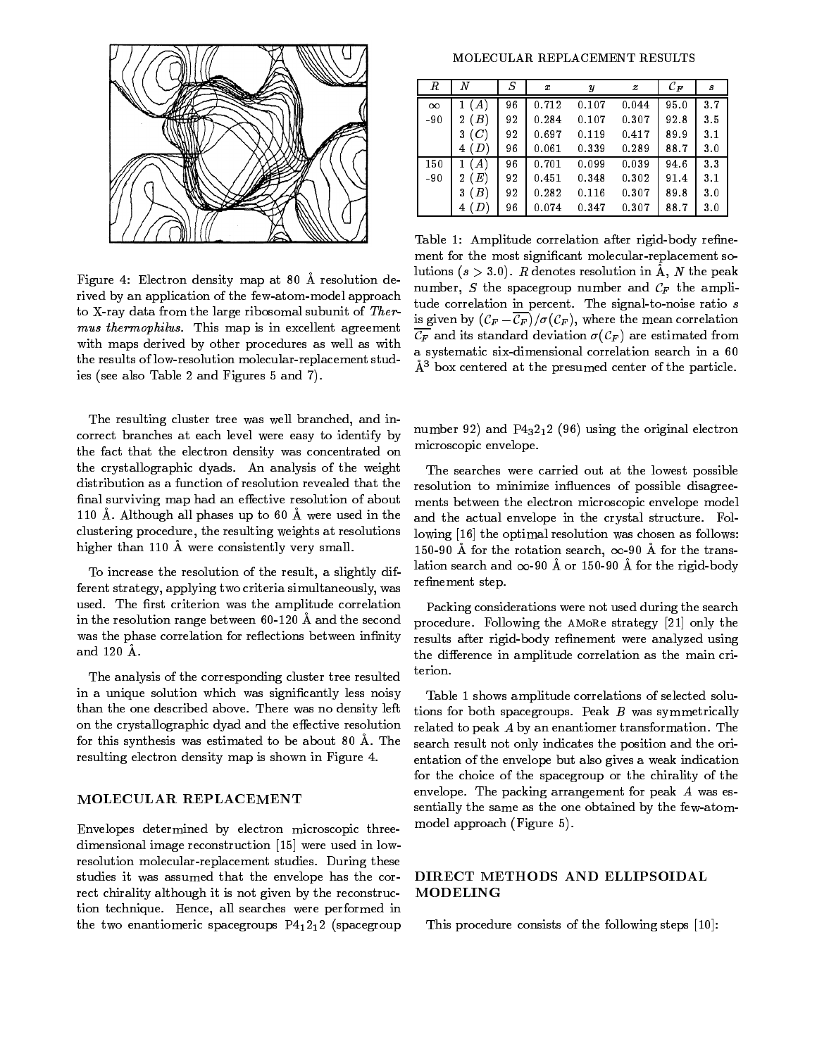Figure 4: Electron density map at 80 Å resolution derived by an application of the few-atom-model approach to X-ray data from the large ribosomal subunit of *Thermus thermophilus*. This map is in excellent agreement with maps derived by other procedures as well as with the results of low-resolution molecular-replacement studies (see also Table 2 and Figures 5 and 7).

The resulting cluster tree was well branched, and incorrect branches at each level were easy to identify by the fact that the electron density was concentrated on the crystallographic dyads. An analysis of the weight distribution as a function of resolution revealed that the final surviving map had an effective resolution of about 110 Å. Although all phases up to 60 Å were used in the clustering procedure, the resulting weights at resolutions higher than 110 Å were consistently very small.

To increase the resolution of the result, a slightly different strategy, applying two criteria simultaneously, was used. The first criterion was the amplitude correlation in the resolution range between 60-120 Å and the second was the phase correlation for reflections between infinity and 120 Å.

The analysis of the corresponding cluster tree resulted in a unique solution which was significantly less noisy than the one described above. There was no density left on the crystallographic dyad and the effective resolution for this synthesis was estimated to be about 80 Å. The resulting electron density map is shown in Figure 4.

## MOLECULAR REPLACEMENT

Envelopes determined by electron microscopic three-dimensional image reconstruction [15] were used in low-resolution molecular-replacement studies. During these studies it was assumed that the envelope has the correct chirality although it is not given by the reconstruction technique. Hence, all searches were performed in the two enantiomeric spacegroups $P4_12_12$ (spacegroup number 92) and $P4_32_12$ (96) using the original electron microscopic envelope.

MOLECULAR REPLACEMENT RESULTS

| $R$ | $N$ | $S$ | $x$ | $y$ | $z$ | $\mathcal{C}_F$ | $s$ |
|---|---|---|---|---|---|---|---|
| $\infty$ | 1 ($A$) | 96 | 0.712 | 0.107 | 0.044 | 95.0 | 3.7 |
| -90 | 2 ($B$) | 92 | 0.284 | 0.107 | 0.307 | 92.8 | 3.5 |
| | 3 ($C$) | 92 | 0.697 | 0.119 | 0.417 | 89.9 | 3.1 |
| | 4 ($D$) | 96 | 0.061 | 0.339 | 0.289 | 88.7 | 3.0 |
| 150 | 1 ($A$) | 96 | 0.701 | 0.099 | 0.039 | 94.6 | 3.3 |
| -90 | 2 ($E$) | 92 | 0.451 | 0.348 | 0.302 | 91.4 | 3.1 |
| | 3 ($B$) | 92 | 0.282 | 0.116 | 0.307 | 89.8 | 3.0 |
| | 4 ($D$) | 96 | 0.074 | 0.347 | 0.307 | 88.7 | 3.0 |

Table 1: Amplitude correlation after rigid-body refinement for the most significant molecular-replacement solutions ($s > 3.0$). $R$ denotes resolution in Å, $N$ the peak number, $S$ the spacegroup number and $\mathcal{C}_F$ the amplitude correlation in percent. The signal-to-noise ratio $s$ is given by $(\mathcal{C}_F - \overline{\mathcal{C}_F})/\sigma(\mathcal{C}_F)$, where the mean correlation $\overline{\mathcal{C}_F}$ and its standard deviation $\sigma(\mathcal{C}_F)$ are estimated from a systematic six-dimensional correlation search in a 60 Å$^3$ box centered at the presumed center of the particle.

The searches were carried out at the lowest possible resolution to minimize influences of possible disagreements between the electron microscopic envelope model and the actual envelope in the crystal structure. Following [16] the optimal resolution was chosen as follows: 150-90 Å for the rotation search, $\infty$-90 Å for the translation search and $\infty$-90 Å or 150-90 Å for the rigid-body refinement step.

Packing considerations were not used during the search procedure. Following the AMoRe strategy [21] only the results after rigid-body refinement were analyzed using the difference in amplitude correlation as the main criterion.

Table 1 shows amplitude correlations of selected solutions for both spacegroups. Peak $B$ was symmetrically related to peak $A$ by an enantiomer transformation. The search result not only indicates the position and the orientation of the envelope but also gives a weak indication for the choice of the spacegroup or the chirality of the envelope. The packing arrangement for peak $A$ was essentially the same as the one obtained by the few-atom-model approach (Figure 5).

## DIRECT METHODS AND ELLIPSOIDAL MODELING

This procedure consists of the following steps [10]: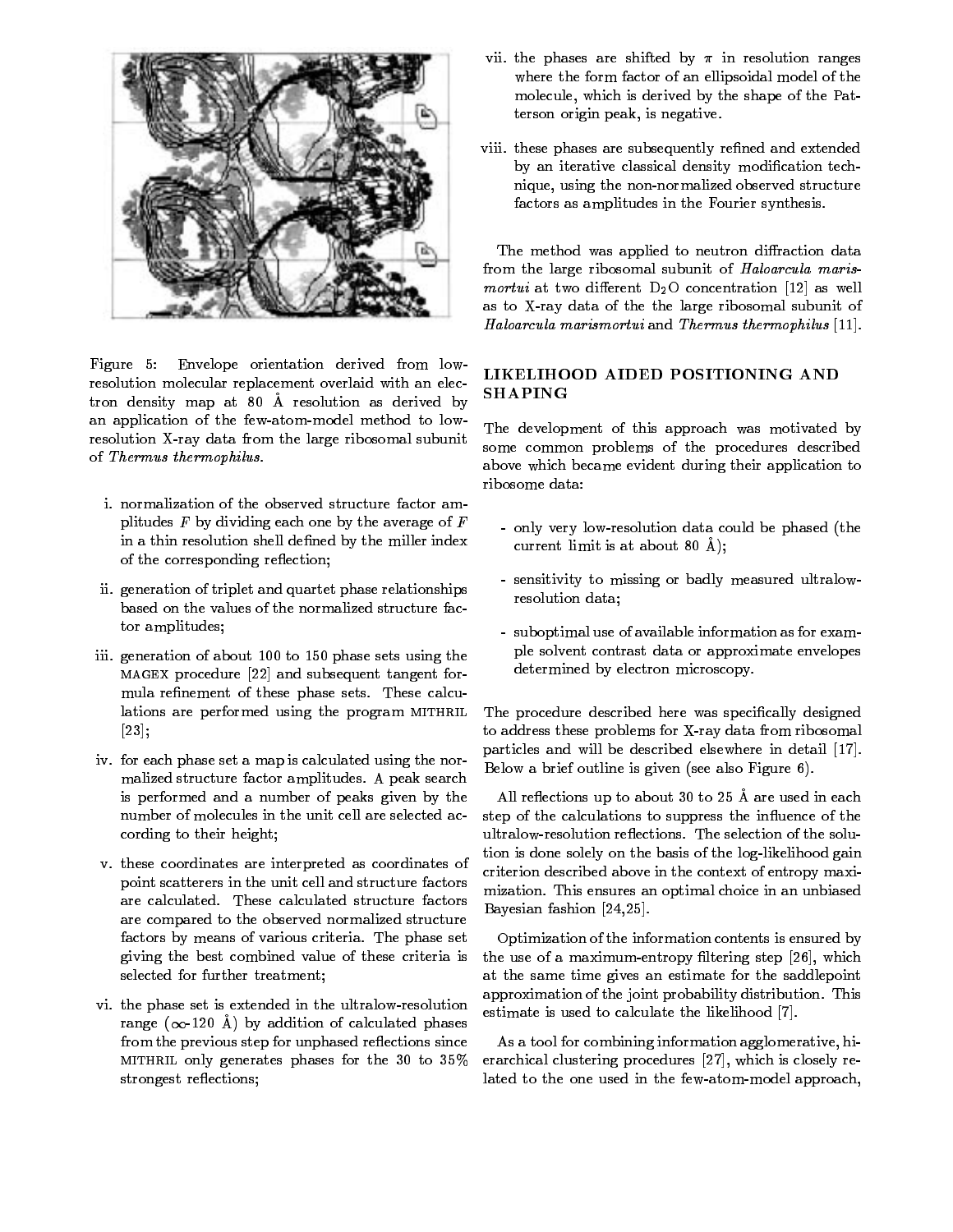Figure 5: Envelope orientation derived from low-resolution molecular replacement overlaid with an electron density map at 80 Å resolution as derived by an application of the few-atom-model method to low-resolution X-ray data from the large ribosomal subunit of *Thermus thermophilus*.

i. normalization of the observed structure factor amplitudes $F$ by dividing each one by the average of $F$ in a thin resolution shell defined by the miller index of the corresponding reflection;

ii. generation of triplet and quartet phase relationships based on the values of the normalized structure factor amplitudes;

iii. generation of about 100 to 150 phase sets using the MAGEX procedure [22] and subsequent tangent formula refinement of these phase sets. These calculations are performed using the program MITHRIL [23];

iv. for each phase set a map is calculated using the normalized structure factor amplitudes. A peak search is performed and a number of peaks given by the number of molecules in the unit cell are selected according to their height;

v. these coordinates are interpreted as coordinates of point scatterers in the unit cell and structure factors are calculated. These calculated structure factors are compared to the observed normalized structure factors by means of various criteria. The phase set giving the best combined value of these criteria is selected for further treatment;

vi. the phase set is extended in the ultralow-resolution range ($\infty$-120 Å) by addition of calculated phases from the previous step for unphased reflections since MITHRIL only generates phases for the 30 to 35% strongest reflections;

vii. the phases are shifted by $\pi$ in resolution ranges where the form factor of an ellipsoidal model of the molecule, which is derived by the shape of the Patterson origin peak, is negative.

viii. these phases are subsequently refined and extended by an iterative classical density modification technique, using the non-normalized observed structure factors as amplitudes in the Fourier synthesis.

The method was applied to neutron diffraction data from the large ribosomal subunit of *Haloarcula marismortui* at two different $D_2O$ concentration [12] as well as to X-ray data of the the large ribosomal subunit of *Haloarcula marismortui* and *Thermus thermophilus* [11].

## LIKELIHOOD AIDED POSITIONING AND SHAPING

The development of this approach was motivated by some common problems of the procedures described above which became evident during their application to ribosome data:

- only very low-resolution data could be phased (the current limit is at about 80 Å);
- sensitivity to missing or badly measured ultralow-resolution data;
- suboptimal use of available information as for example solvent contrast data or approximate envelopes determined by electron microscopy.

The procedure described here was specifically designed to address these problems for X-ray data from ribosomal particles and will be described elsewhere in detail [17]. Below a brief outline is given (see also Figure 6).

All reflections up to about 30 to 25 Å are used in each step of the calculations to suppress the influence of the ultralow-resolution reflections. The selection of the solution is done solely on the basis of the log-likelihood gain criterion described above in the context of entropy maximization. This ensures an optimal choice in an unbiased Bayesian fashion [24,25].

Optimization of the information contents is ensured by the use of a maximum-entropy filtering step [26], which at the same time gives an estimate for the saddlepoint approximation of the joint probability distribution. This estimate is used to calculate the likelihood [7].

As a tool for combining information agglomerative, hierarchical clustering procedures [27], which is closely related to the one used in the few-atom-model approach,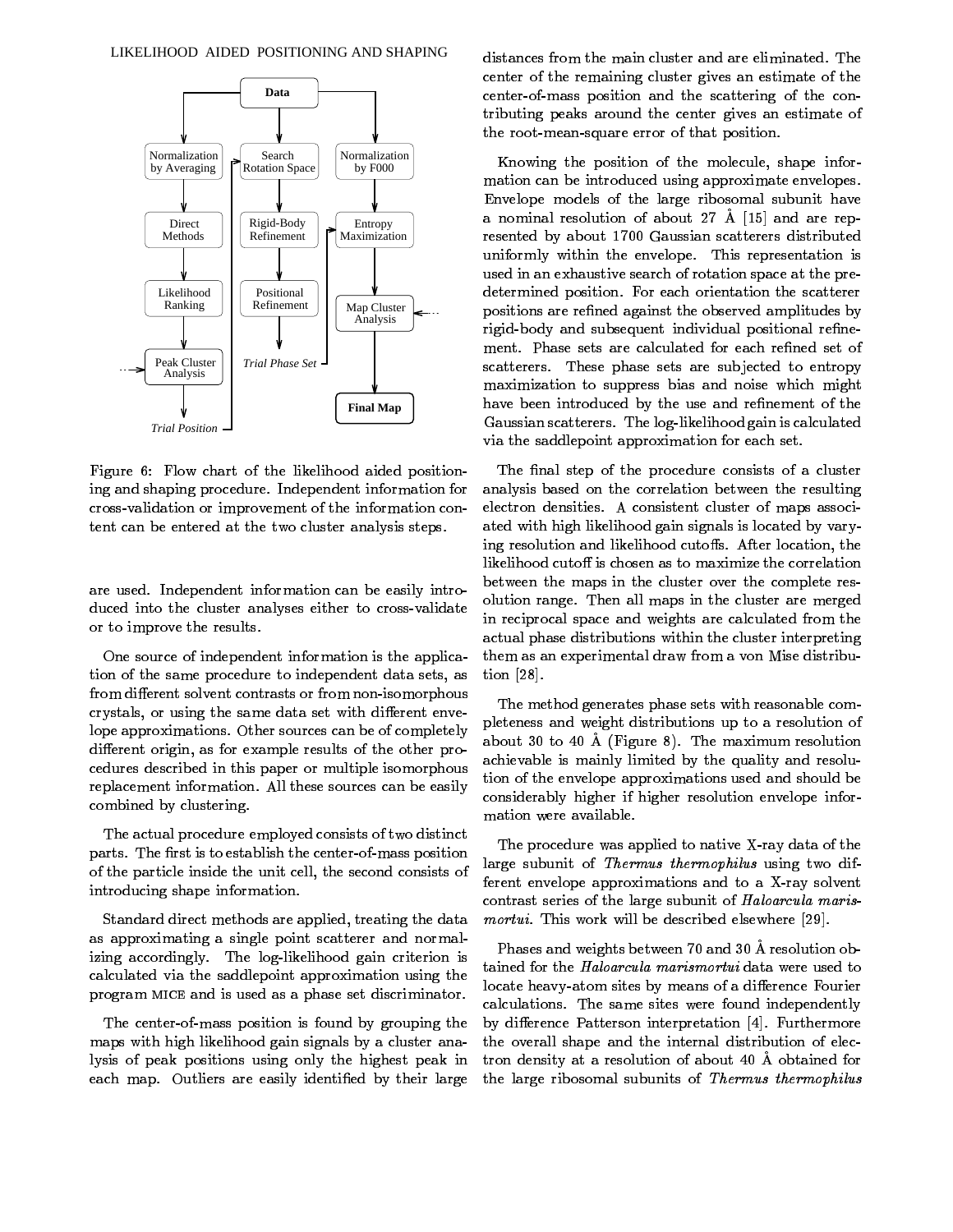LIKELIHOOD AIDED POSITIONING AND SHAPING

Figure 6: Flow chart of the likelihood aided positioning and shaping procedure. Independent information for cross-validation or improvement of the information content can be entered at the two cluster analysis steps.

are used. Independent information can be easily introduced into the cluster analyses either to cross-validate or to improve the results.

One source of independent information is the application of the same procedure to independent data sets, as from different solvent contrasts or from non-isomorphous crystals, or using the same data set with different envelope approximations. Other sources can be of completely different origin, as for example results of the other procedures described in this paper or multiple isomorphous replacement information. All these sources can be easily combined by clustering.

The actual procedure employed consists of two distinct parts. The first is to establish the center-of-mass position of the particle inside the unit cell, the second consists of introducing shape information.

Standard direct methods are applied, treating the data as approximating a single point scatterer and normalizing accordingly. The log-likelihood gain criterion is calculated via the saddlepoint approximation using the program MICE and is used as a phase set discriminator.

The center-of-mass position is found by grouping the maps with high likelihood gain signals by a cluster analysis of peak positions using only the highest peak in each map. Outliers are easily identified by their large distances from the main cluster and are eliminated. The center of the remaining cluster gives an estimate of the center-of-mass position and the scattering of the contributing peaks around the center gives an estimate of the root-mean-square error of that position.

Knowing the position of the molecule, shape information can be introduced using approximate envelopes. Envelope models of the large ribosomal subunit have a nominal resolution of about 27 Å [15] and are represented by about 1700 Gaussian scatterers distributed uniformly within the envelope. This representation is used in an exhaustive search of rotation space at the predetermined position. For each orientation the scatterer positions are refined against the observed amplitudes by rigid-body and subsequent individual positional refinement. Phase sets are calculated for each refined set of scatterers. These phase sets are subjected to entropy maximization to suppress bias and noise which might have been introduced by the use and refinement of the Gaussian scatterers. The log-likelihood gain is calculated via the saddlepoint approximation for each set.

The final step of the procedure consists of a cluster analysis based on the correlation between the resulting electron densities. A consistent cluster of maps associated with high likelihood gain signals is located by varying resolution and likelihood cutoffs. After location, the likelihood cutoff is chosen as to maximize the correlation between the maps in the cluster over the complete resolution range. Then all maps in the cluster are merged in reciprocal space and weights are calculated from the actual phase distributions within the cluster interpreting them as an experimental draw from a von Mise distribution [28].

The method generates phase sets with reasonable completeness and weight distributions up to a resolution of about 30 to 40 Å (Figure 8). The maximum resolution achievable is mainly limited by the quality and resolution of the envelope approximations used and should be considerably higher if higher resolution envelope information were available.

The procedure was applied to native X-ray data of the large subunit of *Thermus thermophilus* using two different envelope approximations and to a X-ray solvent contrast series of the large subunit of *Haloarcula marismortui*. This work will be described elsewhere [29].

Phases and weights between 70 and 30 Å resolution obtained for the *Haloarcula marismortui* data were used to locate heavy-atom sites by means of a difference Fourier calculations. The same sites were found independently by difference Patterson interpretation [4]. Furthermore the overall shape and the internal distribution of electron density at a resolution of about 40 Å obtained for the large ribosomal subunits of *Thermus thermophilus*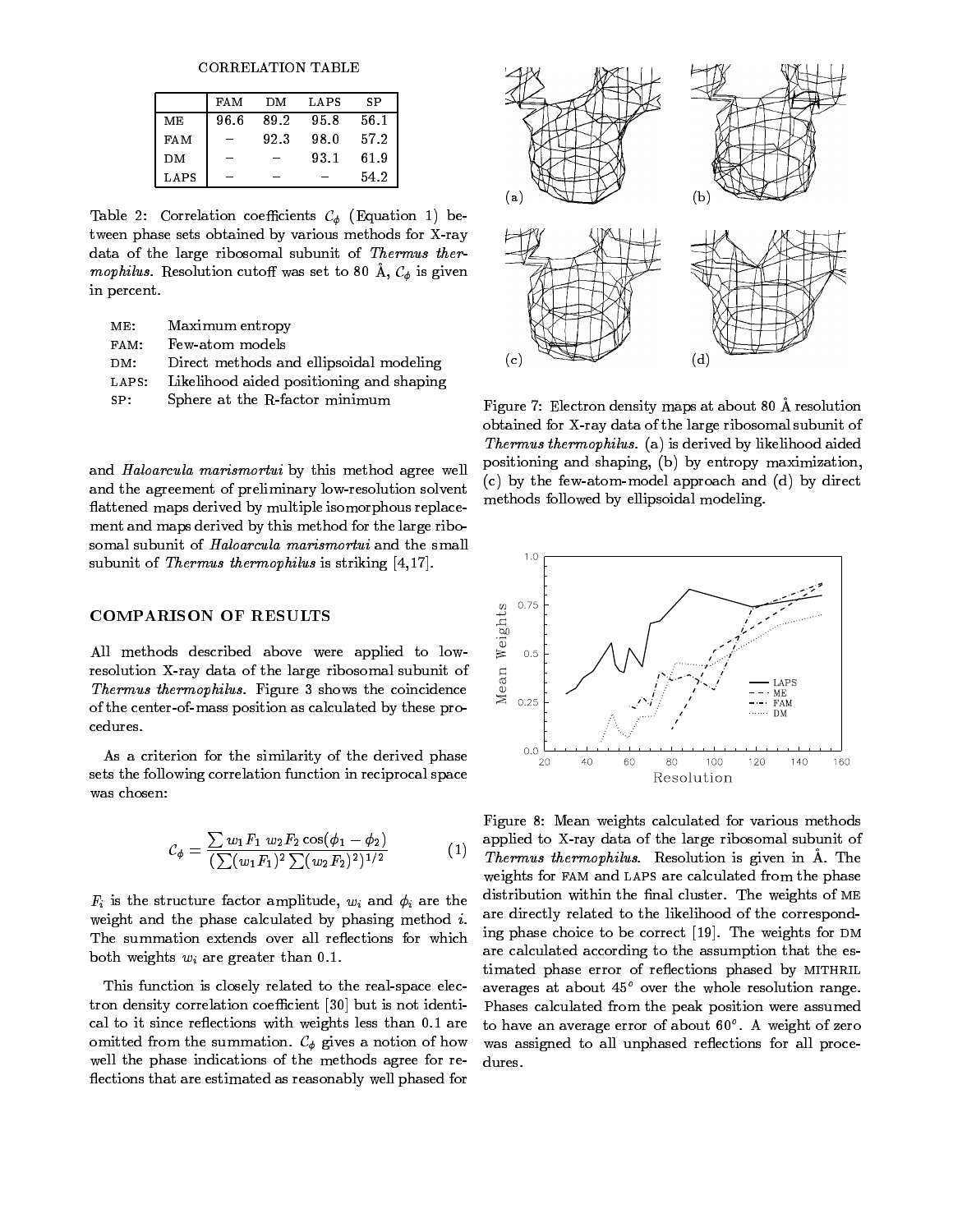CORRELATION TABLE

| | FAM | DM | LAPS | SP |
|---|---|---|---|---|
| ME | 96.6 | 89.2 | 95.8 | 56.1 |
| FAM | – | 92.3 | 98.0 | 57.2 |
| DM | – | – | 93.1 | 61.9 |
| LAPS | – | – | – | 54.2 |

Table 2: Correlation coefficients $\mathcal{C}_\phi$ (Equation 1) between phase sets obtained by various methods for X-ray data of the large ribosomal subunit of *Thermus thermophilus*. Resolution cutoff was set to 80 Å, $\mathcal{C}_\phi$ is given in percent.

- ME: Maximum entropy
- FAM: Few-atom models
- DM: Direct methods and ellipsoidal modeling
- LAPS: Likelihood aided positioning and shaping
- SP: Sphere at the R-factor minimum

and *Haloarcula marismortui* by this method agree well and the agreement of preliminary low-resolution solvent flattened maps derived by multiple isomorphous replacement and maps derived by this method for the large ribosomal subunit of *Haloarcula marismortui* and the small subunit of *Thermus thermophilus* is striking [4,17].

## COMPARISON OF RESULTS

All methods described above were applied to low-resolution X-ray data of the large ribosomal subunit of *Thermus thermophilus*. Figure 3 shows the coincidence of the center-of-mass position as calculated by these procedures.

As a criterion for the similarity of the derived phase sets the following correlation function in reciprocal space was chosen:

$$\mathcal{C}_\phi = \frac{\sum w_1 F_1 \, w_2 F_2 \cos(\phi_1 - \phi_2)}{(\sum (w_1 F_1)^2 \sum (w_2 F_2)^2)^{1/2}} \tag{1}$$

$F_i$ is the structure factor amplitude, $w_i$ and $\phi_i$ are the weight and the phase calculated by phasing method $i$. The summation extends over all reflections for which both weights $w_i$ are greater than 0.1.

This function is closely related to the real-space electron density correlation coefficient [30] but is not identical to it since reflections with weights less than 0.1 are omitted from the summation. $\mathcal{C}_\phi$ gives a notion of how well the phase indications of the methods agree for reflections that are estimated as reasonably well phased for

Figure 7: Electron density maps at about 80 Å resolution obtained for X-ray data of the large ribosomal subunit of *Thermus thermophilus*. (a) is derived by likelihood aided positioning and shaping, (b) by entropy maximization, (c) by the few-atom-model approach and (d) by direct methods followed by ellipsoidal modeling.

Figure 8: Mean weights calculated for various methods applied to X-ray data of the large ribosomal subunit of *Thermus thermophilus*. Resolution is given in Å. The weights for FAM and LAPS are calculated from the phase distribution within the final cluster. The weights of ME are directly related to the likelihood of the corresponding phase choice to be correct [19]. The weights for DM are calculated according to the assumption that the estimated phase error of reflections phased by MITHRIL averages at about 45° over the whole resolution range. Phases calculated from the peak position were assumed to have an average error of about 60°. A weight of zero was assigned to all unphased reflections for all procedures.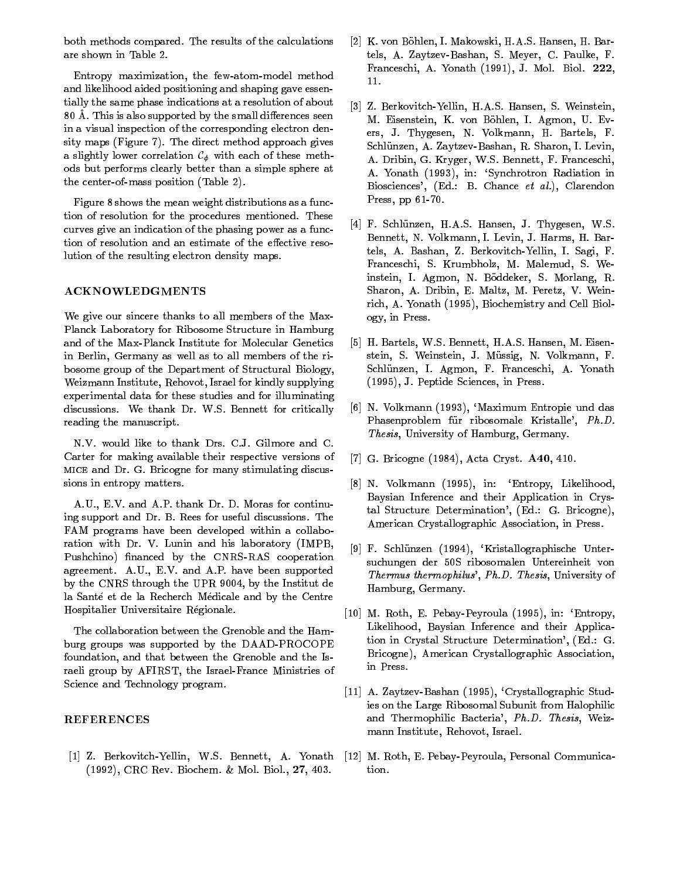both methods compared. The results of the calculations are shown in Table 2.

Entropy maximization, the few-atom-model method and likelihood aided positioning and shaping gave essentially the same phase indications at a resolution of about 80 Å. This is also supported by the small differences seen in a visual inspection of the corresponding electron density maps (Figure 7). The direct method approach gives a slightly lower correlation $\mathcal{C}_\phi$ with each of these methods but performs clearly better than a simple sphere at the center-of-mass position (Table 2).

Figure 8 shows the mean weight distributions as a function of resolution for the procedures mentioned. These curves give an indication of the phasing power as a function of resolution and an estimate of the effective resolution of the resulting electron density maps.

## ACKNOWLEDGMENTS

We give our sincere thanks to all members of the Max-Planck Laboratory for Ribosome Structure in Hamburg and of the Max-Planck Institute for Molecular Genetics in Berlin, Germany as well as to all members of the ribosome group of the Department of Structural Biology, Weizmann Institute, Rehovot, Israel for kindly supplying experimental data for these studies and for illuminating discussions. We thank Dr. W.S. Bennett for critically reading the manuscript.

N.V. would like to thank Drs. C.J. Gilmore and C. Carter for making available their respective versions of MICE and Dr. G. Bricogne for many stimulating discussions in entropy matters.

A.U., E.V. and A.P. thank Dr. D. Moras for continuing support and Dr. B. Rees for useful discussions. The FAM programs have been developed within a collaboration with Dr. V. Lunin and his laboratory (IMPB, Pushchino) financed by the CNRS-RAS cooperation agreement. A.U., E.V. and A.P. have been supported by the CNRS through the UPR 9004, by the Institut de la Santé et de la Recherch Médicale and by the Centre Hospitalier Universitaire Régionale.

The collaboration between the Grenoble and the Hamburg groups was supported by the DAAD-PROCOPE foundation, and that between the Grenoble and the Israeli group by AFIRST, the Israel-France Ministries of Science and Technology program.

## REFERENCES

[1] Z. Berkovitch-Yellin, W.S. Bennett, A. Yonath (1992), CRC Rev. Biochem. & Mol. Biol., **27**, 403.

[2] K. von Böhlen, I. Makowski, H.A.S. Hansen, H. Bartels, A. Zaytzev-Bashan, S. Meyer, C. Paulke, F. Franceschi, A. Yonath (1991), J. Mol. Biol. **222**, 11.

[3] Z. Berkovitch-Yellin, H.A.S. Hansen, S. Weinstein, M. Eisenstein, K. von Böhlen, I. Agmon, U. Evers, J. Thygesen, N. Volkmann, H. Bartels, F. Schlünzen, A. Zaytzev-Bashan, R. Sharon, I. Levin, A. Dribin, G. Kryger, W.S. Bennett, F. Franceschi, A. Yonath (1993), in: 'Synchrotron Radiation in Biosciences', (Ed.: B. Chance *et al.*), Clarendon Press, pp 61-70.

[4] F. Schlünzen, H.A.S. Hansen, J. Thygesen, W.S. Bennett, N. Volkmann, I. Levin, J. Harms, H. Bartels, A. Bashan, Z. Berkovitch-Yellin, I. Sagi, F. Franceschi, S. Krumbholz, M. Malemud, S. Weinstein, I. Agmon, N. Böddeker, S. Morlang, R. Sharon, A. Dribin, E. Maltz, M. Peretz, V. Weinrich, A. Yonath (1995), Biochemistry and Cell Biology, in Press.

[5] H. Bartels, W.S. Bennett, H.A.S. Hansen, M. Eisenstein, S. Weinstein, J. Müssig, N. Volkmann, F. Schlünzen, I. Agmon, F. Franceschi, A. Yonath (1995), J. Peptide Sciences, in Press.

[6] N. Volkmann (1993), 'Maximum Entropie und das Phasenproblem für ribosomale Kristalle', *Ph.D. Thesis*, University of Hamburg, Germany.

[7] G. Bricogne (1984), Acta Cryst. **A40**, 410.

[8] N. Volkmann (1995), in: 'Entropy, Likelihood, Baysian Inference and their Application in Crystal Structure Determination', (Ed.: G. Bricogne), American Crystallographic Association, in Press.

[9] F. Schlünzen (1994), 'Kristallographische Untersuchungen der 50S ribosomalen Untereinheit von *Thermus thermophilus*', *Ph.D. Thesis*, University of Hamburg, Germany.

[10] M. Roth, E. Pebay-Peyroula (1995), in: 'Entropy, Likelihood, Baysian Inference and their Application in Crystal Structure Determination', (Ed.: G. Bricogne), American Crystallographic Association, in Press.

[11] A. Zaytzev-Bashan (1995), 'Crystallographic Studies on the Large Ribosomal Subunit from Halophilic and Thermophilic Bacteria', *Ph.D. Thesis*, Weizmann Institute, Rehovot, Israel.

[12] M. Roth, E. Pebay-Peyroula, Personal Communication.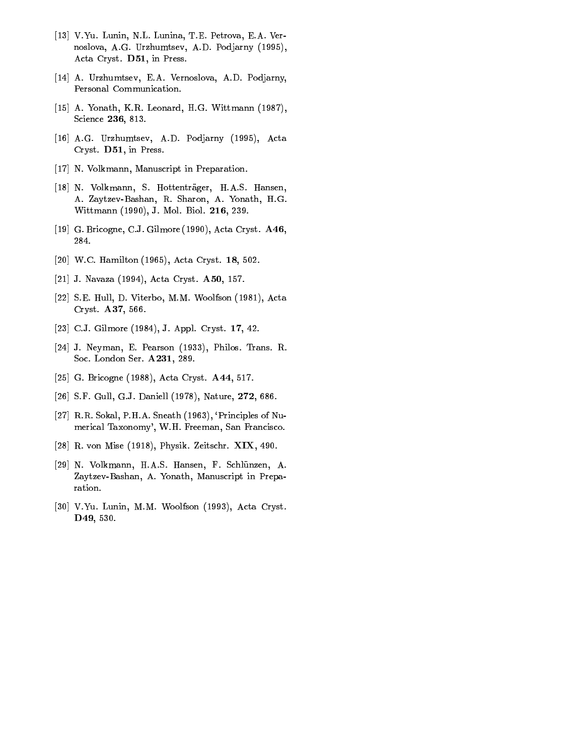[13] V.Yu. Lunin, N.L. Lunina, T.E. Petrova, E.A. Vernoslova, A.G. Urzhumtsev, A.D. Podjarny (1995), Acta Cryst. **D51**, in Press.

[14] A. Urzhumtsev, E.A. Vernoslova, A.D. Podjarny, Personal Communication.

[15] A. Yonath, K.R. Leonard, H.G. Wittmann (1987), Science **236**, 813.

[16] A.G. Urzhumtsev, A.D. Podjarny (1995), Acta Cryst. **D51**, in Press.

[17] N. Volkmann, Manuscript in Preparation.

[18] N. Volkmann, S. Hottenträger, H.A.S. Hansen, A. Zaytzev-Bashan, R. Sharon, A. Yonath, H.G. Wittmann (1990), J. Mol. Biol. **216**, 239.

[19] G. Bricogne, C.J. Gilmore (1990), Acta Cryst. **A46**, 284.

[20] W.C. Hamilton (1965), Acta Cryst. **18**, 502.

[21] J. Navaza (1994), Acta Cryst. **A50**, 157.

[22] S.E. Hull, D. Viterbo, M.M. Woolfson (1981), Acta Cryst. **A37**, 566.

[23] C.J. Gilmore (1984), J. Appl. Cryst. **17**, 42.

[24] J. Neyman, E. Pearson (1933), Philos. Trans. R. Soc. London Ser. **A231**, 289.

[25] G. Bricogne (1988), Acta Cryst. **A44**, 517.

[26] S.F. Gull, G.J. Daniell (1978), Nature, **272**, 686.

[27] R.R. Sokal, P.H.A. Sneath (1963), 'Principles of Numerical Taxonomy', W.H. Freeman, San Francisco.

[28] R. von Mise (1918), Physik. Zeitschr. **XIX**, 490.

[29] N. Volkmann, H.A.S. Hansen, F. Schlünzen, A. Zaytzev-Bashan, A. Yonath, Manuscript in Preparation.

[30] V.Yu. Lunin, M.M. Woolfson (1993), Acta Cryst. **D49**, 530.